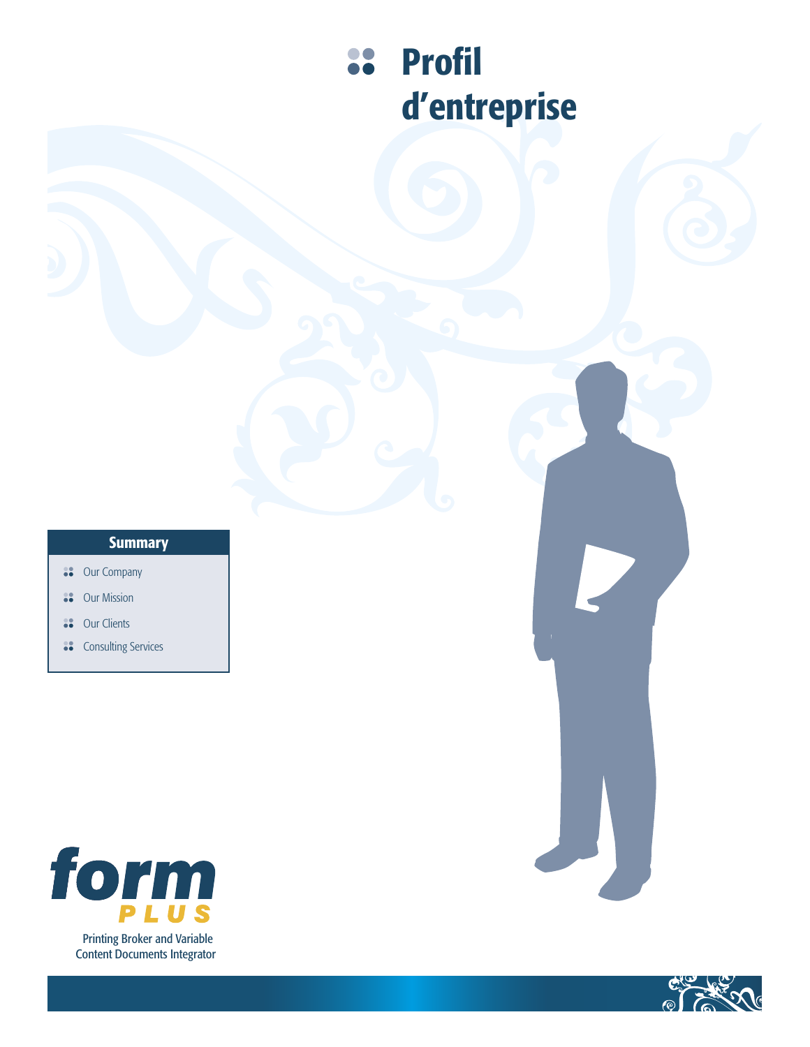# Profil d'entreprise

## Summary

- Our Company
- Our Mission
- Our Clients
- Consulting Services

**form PLUS**

Printing Broker and Variable Content Documents Integrator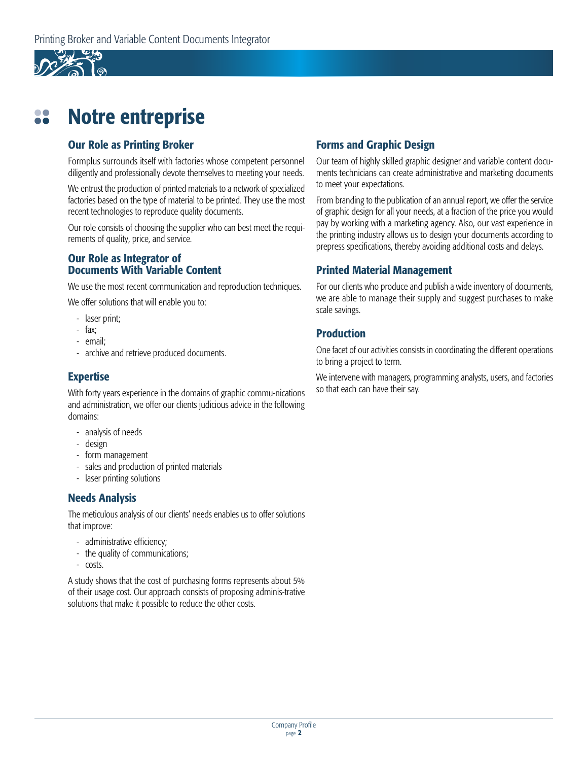# Notre entreprise

## Our Role as Printing Broker

Formplus surrounds itself with factories whose competent personnel diligently and professionally devote themselves to meeting your needs.

We entrust the production of printed materials to a network of specialized factories based on the type of material to be printed. They use the most recent technologies to reproduce quality documents.

Our role consists of choosing the supplier who can best meet the requirements of quality, price, and service.

## Our Role as Integrator of Documents With Variable Content

We use the most recent communication and reproduction techniques.

We offer solutions that will enable you to:

- laser print;
- fax;
- email;
- archive and retrieve produced documents.

## Expertise

With forty years experience in the domains of graphic commu-nications and administration, we offer our clients judicious advice in the following domains:

- analysis of needs
- design
- form management
- sales and production of printed materials
- laser printing solutions

## Needs Analysis

The meticulous analysis of our clients' needs enables us to offer solutions that improve:

- administrative efficiency;
- the quality of communications;
- costs.

A study shows that the cost of purchasing forms represents about 5% of their usage cost. Our approach consists of proposing adminis-trative solutions that make it possible to reduce the other costs.

## Forms and Graphic Design

Our team of highly skilled graphic designer and variable content documents technicians can create administrative and marketing documents to meet your expectations.

From branding to the publication of an annual report, we offer the service of graphic design for all your needs, at a fraction of the price you would pay by working with a marketing agency. Also, our vast experience in the printing industry allows us to design your documents according to prepress specifications, thereby avoiding additional costs and delays.

## Printed Material Management

For our clients who produce and publish a wide inventory of documents, we are able to manage their supply and suggest purchases to make scale savings.

## Production

One facet of our activities consists in coordinating the different operations to bring a project to term.

We intervene with managers, programming analysts, users, and factories so that each can have their say.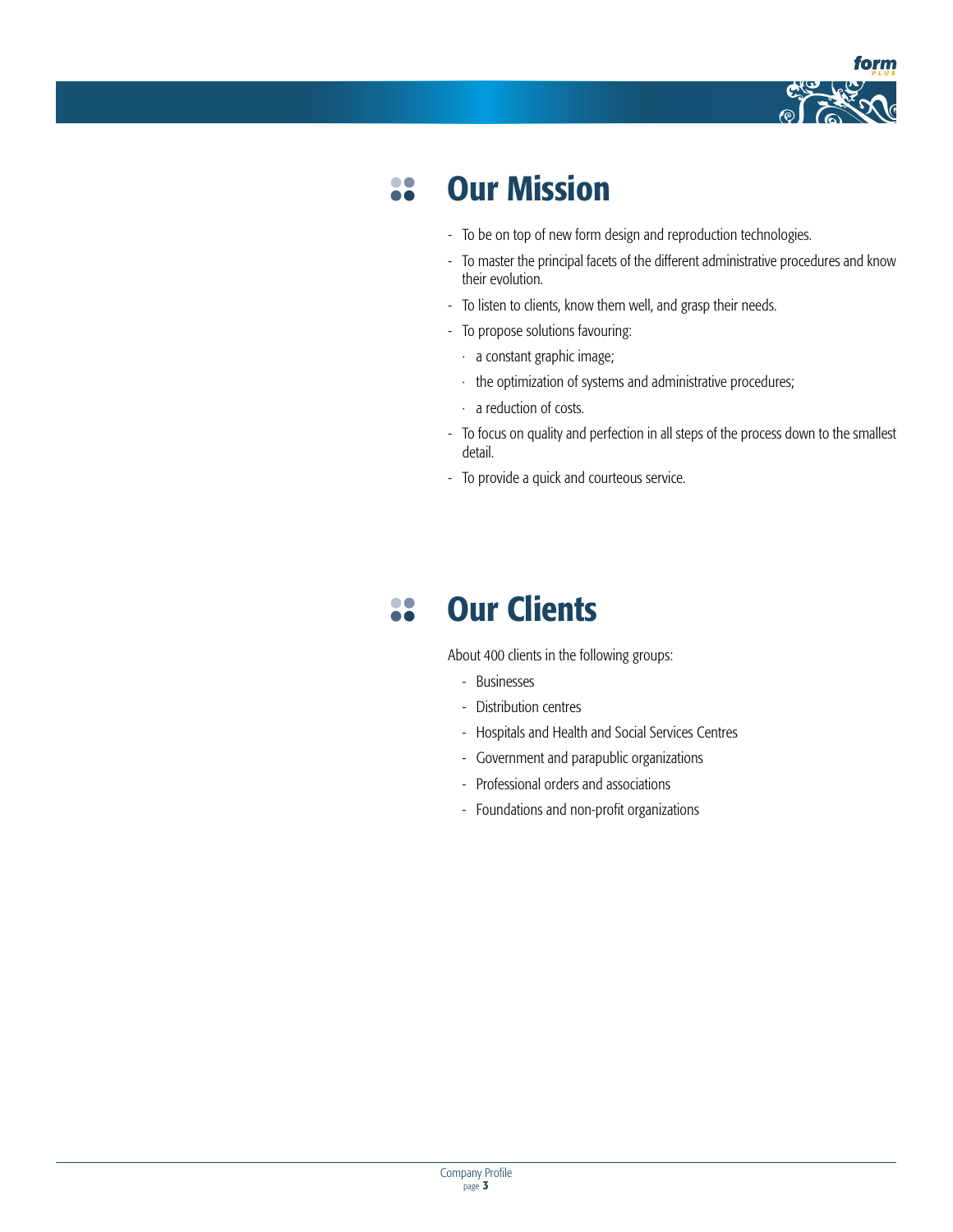## Our Mission

- To be on top of new form design and reproduction technologies.
- To master the principal facets of the different administrative procedures and know their evolution.
- To listen to clients, know them well, and grasp their needs.
- To propose solutions favouring:
  - a constant graphic image;
  - the optimization of systems and administrative procedures;
  - a reduction of costs.
- To focus on quality and perfection in all steps of the process down to the smallest detail.
- To provide a quick and courteous service.

## Our Clients

About 400 clients in the following groups:

- Businesses
- Distribution centres
- Hospitals and Health and Social Services Centres
- Government and parapublic organizations
- Professional orders and associations
- Foundations and non-profit organizations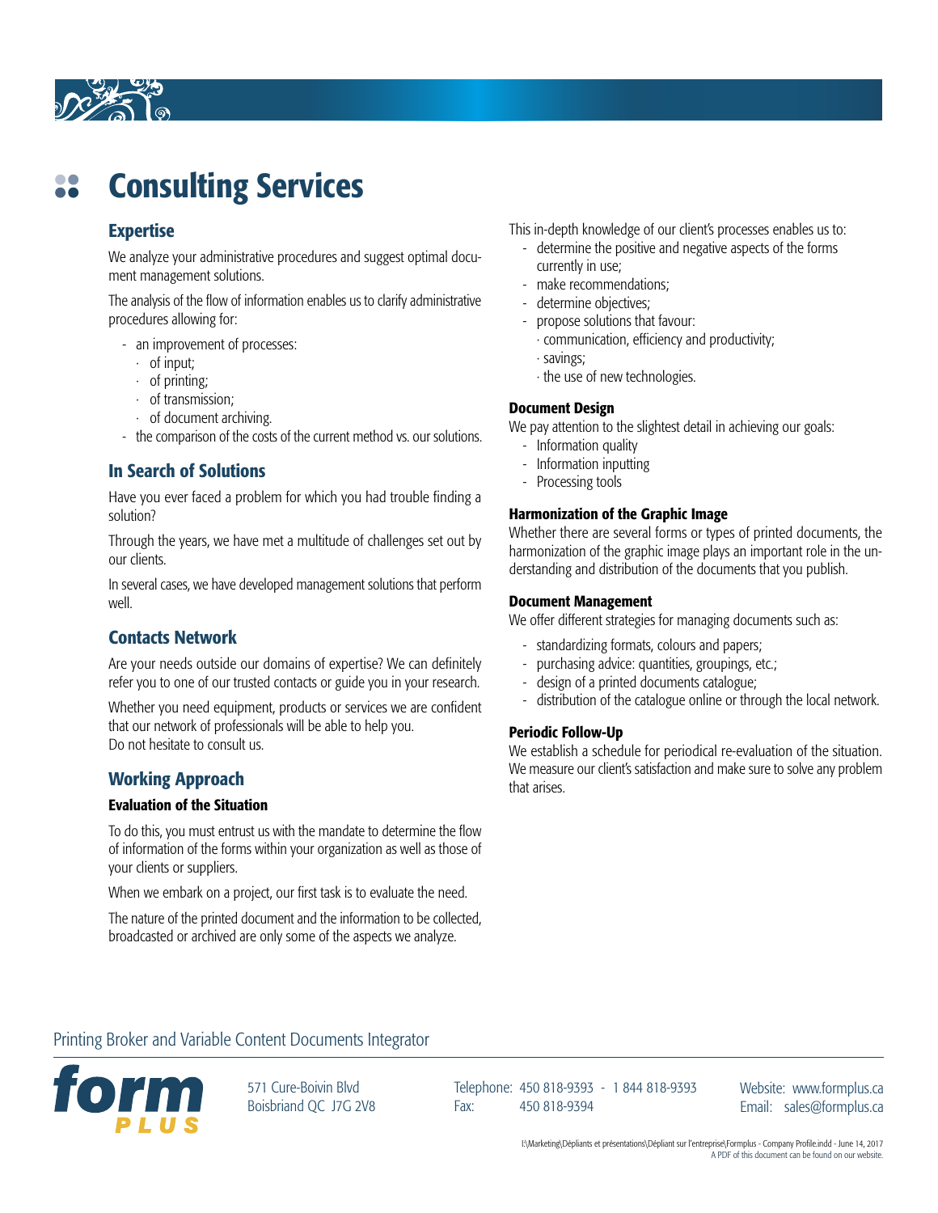# Consulting Services

## Expertise

We analyze your administrative procedures and suggest optimal document management solutions.

The analysis of the flow of information enables us to clarify administrative procedures allowing for:

- an improvement of processes:
  - of input;
  - of printing;
  - of transmission;
  - of document archiving.
- the comparison of the costs of the current method vs. our solutions.

## In Search of Solutions

Have you ever faced a problem for which you had trouble finding a solution?

Through the years, we have met a multitude of challenges set out by our clients.

In several cases, we have developed management solutions that perform well.

## Contacts Network

Are your needs outside our domains of expertise? We can definitely refer you to one of our trusted contacts or guide you in your research.

Whether you need equipment, products or services we are confident that our network of professionals will be able to help you.
Do not hesitate to consult us.

## Working Approach

### Evaluation of the Situation

To do this, you must entrust us with the mandate to determine the flow of information of the forms within your organization as well as those of your clients or suppliers.

When we embark on a project, our first task is to evaluate the need.

The nature of the printed document and the information to be collected, broadcasted or archived are only some of the aspects we analyze.

This in-depth knowledge of our client's processes enables us to:

- determine the positive and negative aspects of the forms currently in use;
- make recommendations;
- determine objectives;
- propose solutions that favour:
  - communication, efficiency and productivity;
  - savings;
  - the use of new technologies.

### Document Design

We pay attention to the slightest detail in achieving our goals:

- Information quality
- Information inputting
- Processing tools

### Harmonization of the Graphic Image

Whether there are several forms or types of printed documents, the harmonization of the graphic image plays an important role in the understanding and distribution of the documents that you publish.

### Document Management

We offer different strategies for managing documents such as:

- standardizing formats, colours and papers;
- purchasing advice: quantities, groupings, etc.;
- design of a printed documents catalogue;
- distribution of the catalogue online or through the local network.

### Periodic Follow-Up

We establish a schedule for periodical re-evaluation of the situation. We measure our client's satisfaction and make sure to solve any problem that arises.

Printing Broker and Variable Content Documents Integrator

form PLUS

571 Cure-Boivin Blvd
Boisbriand QC J7G 2V8

Telephone: 450 818-9393 - 1 844 818-9393
Fax: 450 818-9394

Website: www.formplus.ca
Email: sales@formplus.ca

I:\Marketing\Dépliants et présentations\Dépliant sur l'entreprise\Formplus - Company Profile.indd - June 14, 2017
A PDF of this document can be found on our website.